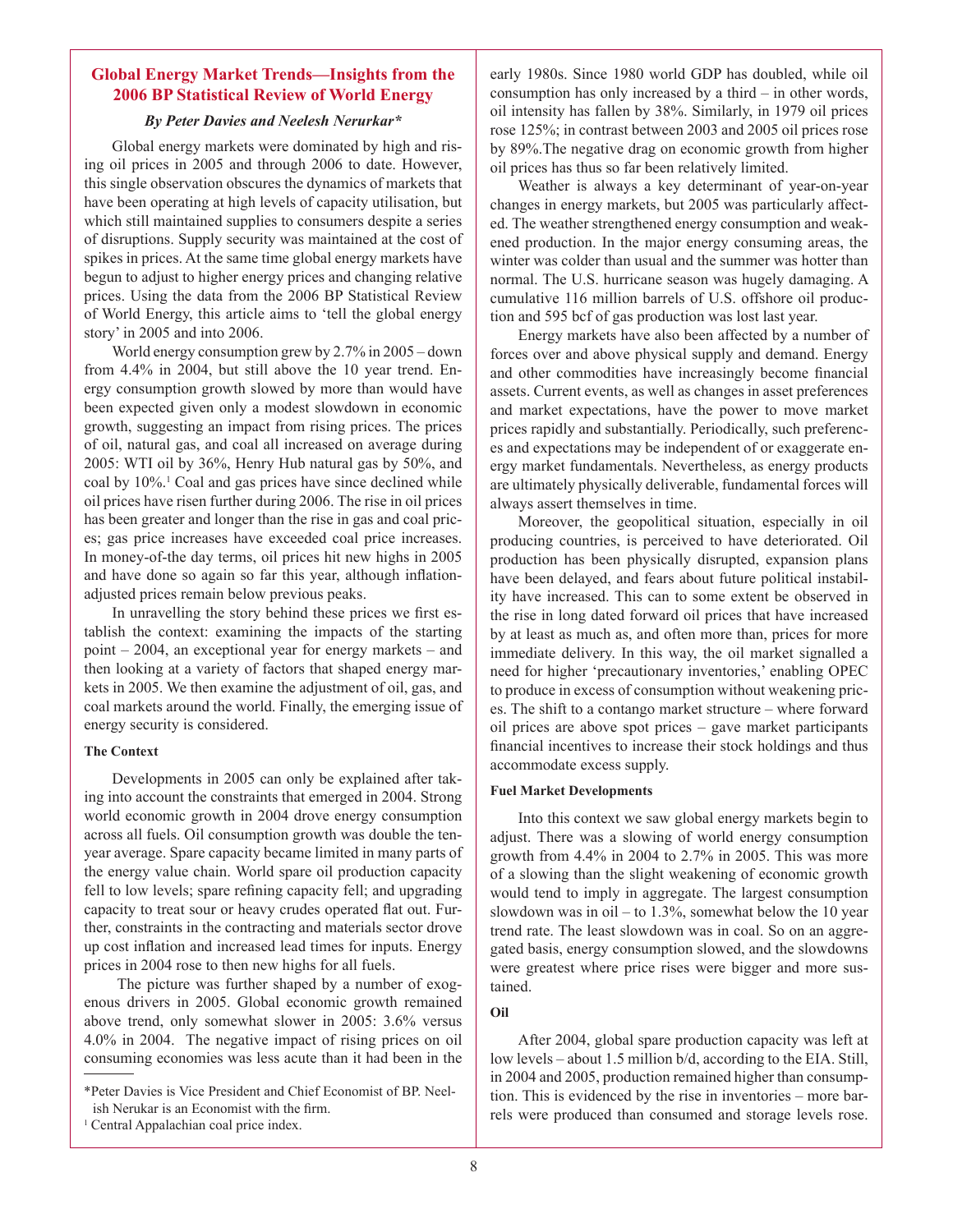## Global Energy Market Trends—Insights from the 2006 BP Statistical Review of World Energy

*By Peter Davies and Neelesh Nerurkar\**

Global energy markets were dominated by high and rising oil prices in 2005 and through 2006 to date. However, this single observation obscures the dynamics of markets that have been operating at high levels of capacity utilisation, but which still maintained supplies to consumers despite a series of disruptions. Supply security was maintained at the cost of spikes in prices. At the same time global energy markets have begun to adjust to higher energy prices and changing relative prices. Using the data from the 2006 BP Statistical Review of World Energy, this article aims to 'tell the global energy story' in 2005 and into 2006.

World energy consumption grew by 2.7% in 2005 – down from 4.4% in 2004, but still above the 10 year trend. Energy consumption growth slowed by more than would have been expected given only a modest slowdown in economic growth, suggesting an impact from rising prices. The prices of oil, natural gas, and coal all increased on average during 2005: WTI oil by 36%, Henry Hub natural gas by 50%, and coal by 10%.[1] Coal and gas prices have since declined while oil prices have risen further during 2006. The rise in oil prices has been greater and longer than the rise in gas and coal prices; gas price increases have exceeded coal price increases. In money-of-the day terms, oil prices hit new highs in 2005 and have done so again so far this year, although inflation-adjusted prices remain below previous peaks.

In unravelling the story behind these prices we first establish the context: examining the impacts of the starting point – 2004, an exceptional year for energy markets – and then looking at a variety of factors that shaped energy markets in 2005. We then examine the adjustment of oil, gas, and coal markets around the world. Finally, the emerging issue of energy security is considered.

### The Context

Developments in 2005 can only be explained after taking into account the constraints that emerged in 2004. Strong world economic growth in 2004 drove energy consumption across all fuels. Oil consumption growth was double the ten-year average. Spare capacity became limited in many parts of the energy value chain. World spare oil production capacity fell to low levels; spare refining capacity fell; and upgrading capacity to treat sour or heavy crudes operated flat out. Further, constraints in the contracting and materials sector drove up cost inflation and increased lead times for inputs. Energy prices in 2004 rose to then new highs for all fuels.

The picture was further shaped by a number of exogenous drivers in 2005. Global economic growth remained above trend, only somewhat slower in 2005: 3.6% versus 4.0% in 2004. The negative impact of rising prices on oil consuming economies was less acute than it had been in the early 1980s. Since 1980 world GDP has doubled, while oil consumption has only increased by a third – in other words, oil intensity has fallen by 38%. Similarly, in 1979 oil prices rose 125%; in contrast between 2003 and 2005 oil prices rose by 89%. The negative drag on economic growth from higher oil prices has thus so far been relatively limited.

Weather is always a key determinant of year-on-year changes in energy markets, but 2005 was particularly affected. The weather strengthened energy consumption and weakened production. In the major energy consuming areas, the winter was colder than usual and the summer was hotter than normal. The U.S. hurricane season was hugely damaging. A cumulative 116 million barrels of U.S. offshore oil production and 595 bcf of gas production was lost last year.

Energy markets have also been affected by a number of forces over and above physical supply and demand. Energy and other commodities have increasingly become financial assets. Current events, as well as changes in asset preferences and market expectations, have the power to move market prices rapidly and substantially. Periodically, such preferences and expectations may be independent of or exaggerate energy market fundamentals. Nevertheless, as energy products are ultimately physically deliverable, fundamental forces will always assert themselves in time.

Moreover, the geopolitical situation, especially in oil producing countries, is perceived to have deteriorated. Oil production has been physically disrupted, expansion plans have been delayed, and fears about future political instability have increased. This can to some extent be observed in the rise in long dated forward oil prices that have increased by at least as much as, and often more than, prices for more immediate delivery. In this way, the oil market signalled a need for higher 'precautionary inventories,' enabling OPEC to produce in excess of consumption without weakening prices. The shift to a contango market structure – where forward oil prices are above spot prices – gave market participants financial incentives to increase their stock holdings and thus accommodate excess supply.

### Fuel Market Developments

Into this context we saw global energy markets begin to adjust. There was a slowing of world energy consumption growth from 4.4% in 2004 to 2.7% in 2005. This was more of a slowing than the slight weakening of economic growth would tend to imply in aggregate. The largest consumption slowdown was in oil – to 1.3%, somewhat below the 10 year trend rate. The least slowdown was in coal. So on an aggregated basis, energy consumption slowed, and the slowdowns were greatest where price rises were bigger and more sustained.

#### Oil

After 2004, global spare production capacity was left at low levels – about 1.5 million b/d, according to the EIA. Still, in 2004 and 2005, production remained higher than consumption. This is evidenced by the rise in inventories – more barrels were produced than consumed and storage levels rose.

---

\*Peter Davies is Vice President and Chief Economist of BP. Neelish Nerukar is an Economist with the firm.

[1] Central Appalachian coal price index.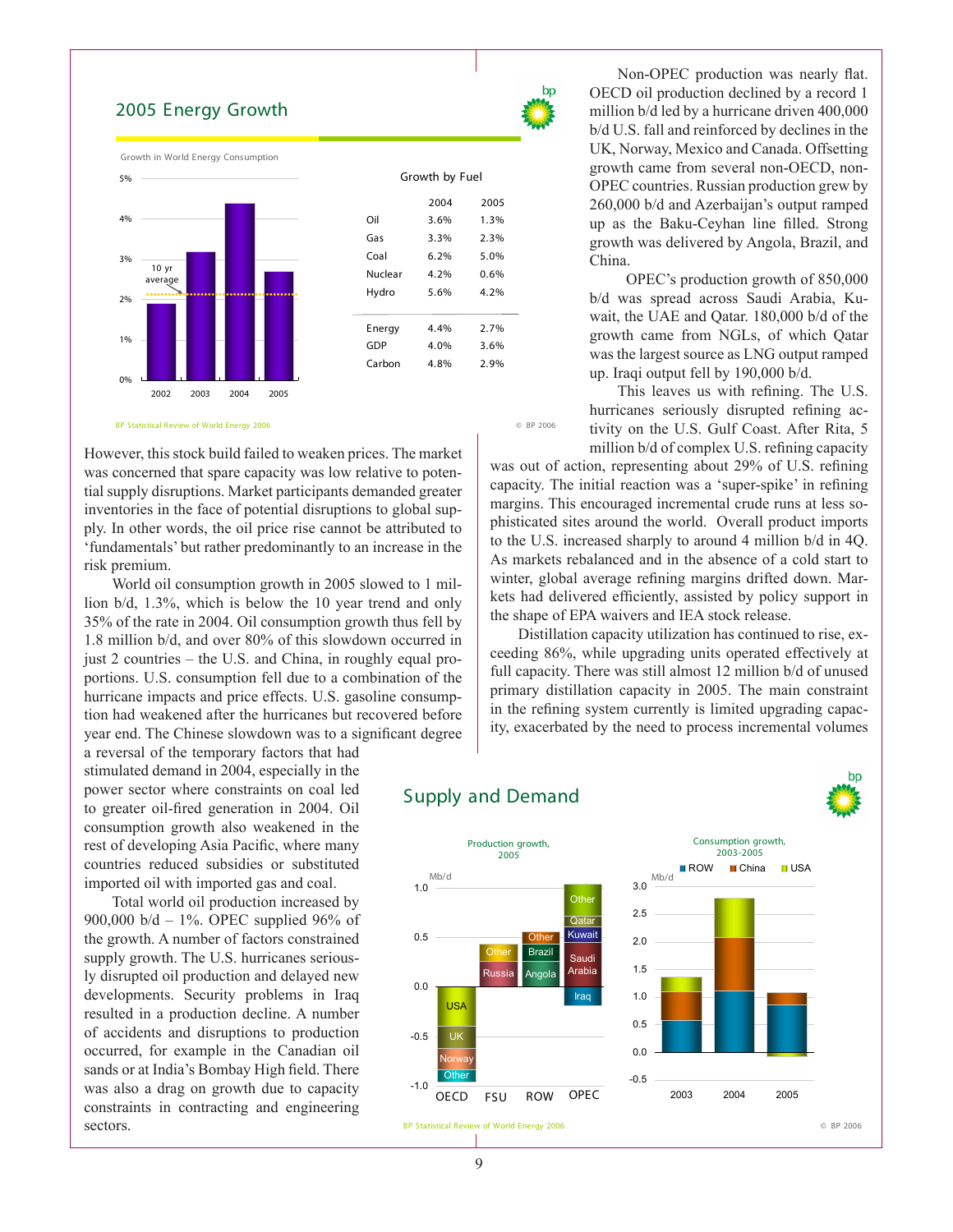## 2005 Energy Growth

Growth in World Energy Consumption

10 yr average

2002 2003 2004 2005

Growth by Fuel

| | 2004 | 2005 |
|---|---|---|
| Oil | 3.6% | 1.3% |
| Gas | 3.3% | 2.3% |
| Coal | 6.2% | 5.0% |
| Nuclear | 4.2% | 0.6% |
| Hydro | 5.6% | 4.2% |
| Energy | 4.4% | 2.7% |
| GDP | 4.0% | 3.6% |
| Carbon | 4.8% | 2.9% |

BP Statistical Review of World Energy 2006 © BP 2006

However, this stock build failed to weaken prices. The market was concerned that spare capacity was low relative to potential supply disruptions. Market participants demanded greater inventories in the face of potential disruptions to global supply. In other words, the oil price rise cannot be attributed to 'fundamentals' but rather predominantly to an increase in the risk premium.

World oil consumption growth in 2005 slowed to 1 million b/d, 1.3%, which is below the 10 year trend and only 35% of the rate in 2004. Oil consumption growth thus fell by 1.8 million b/d, and over 80% of this slowdown occurred in just 2 countries – the U.S. and China, in roughly equal proportions. U.S. consumption fell due to a combination of the hurricane impacts and price effects. U.S. gasoline consumption had weakened after the hurricanes but recovered before year end. The Chinese slowdown was to a significant degree a reversal of the temporary factors that had stimulated demand in 2004, especially in the power sector where constraints on coal led to greater oil-fired generation in 2004. Oil consumption growth also weakened in the rest of developing Asia Pacific, where many countries reduced subsidies or substituted imported oil with imported gas and coal.

Total world oil production increased by 900,000 b/d – 1%. OPEC supplied 96% of the growth. A number of factors constrained supply growth. The U.S. hurricanes seriously disrupted oil production and delayed new developments. Security problems in Iraq resulted in a production decline. A number of accidents and disruptions to production occurred, for example in the Canadian oil sands or at India's Bombay High field. There was also a drag on growth due to capacity constraints in contracting and engineering sectors.

Non-OPEC production was nearly flat. OECD oil production declined by a record 1 million b/d led by a hurricane driven 400,000 b/d U.S. fall and reinforced by declines in the UK, Norway, Mexico and Canada. Offsetting growth came from several non-OECD, non-OPEC countries. Russian production grew by 260,000 b/d and Azerbaijan's output ramped up as the Baku-Ceyhan line filled. Strong growth was delivered by Angola, Brazil, and China.

OPEC's production growth of 850,000 b/d was spread across Saudi Arabia, Kuwait, the UAE and Qatar. 180,000 b/d of the growth came from NGLs, of which Qatar was the largest source as LNG output ramped up. Iraqi output fell by 190,000 b/d.

This leaves us with refining. The U.S. hurricanes seriously disrupted refining activity on the U.S. Gulf Coast. After Rita, 5 million b/d of complex U.S. refining capacity was out of action, representing about 29% of U.S. refining capacity. The initial reaction was a 'super-spike' in refining margins. This encouraged incremental crude runs at less sophisticated sites around the world. Overall product imports to the U.S. increased sharply to around 4 million b/d in 4Q. As markets rebalanced and in the absence of a cold start to winter, global average refining margins drifted down. Markets had delivered efficiently, assisted by policy support in the shape of EPA waivers and IEA stock release.

Distillation capacity utilization has continued to rise, exceeding 86%, while upgrading units operated effectively at full capacity. There was still almost 12 million b/d of unused primary distillation capacity in 2005. The main constraint in the refining system currently is limited upgrading capacity, exacerbated by the need to process incremental volumes

## Supply and Demand

Production growth, 2005 (Mb/d): OECD (USA, UK, Norway, Other); FSU (Russia, Other); ROW (Angola, Brazil, Other); OPEC (Iraq, Saudi Arabia, Kuwait, Qatar, Other)

Consumption growth, 2003-2005 (Mb/d): ROW, China, USA — 2003, 2004, 2005

BP Statistical Review of World Energy 2006 © BP 2006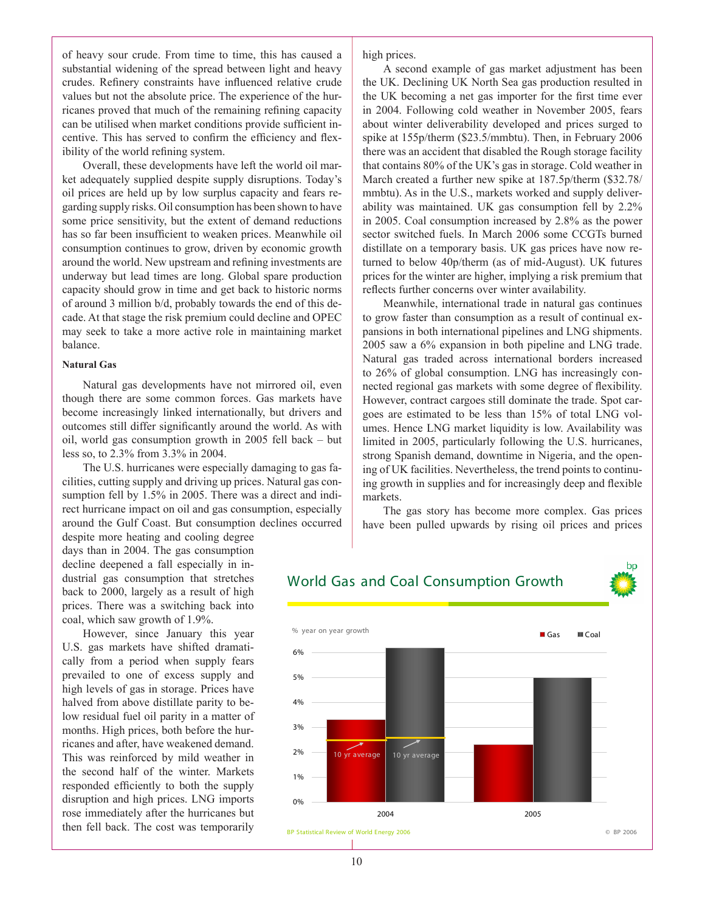of heavy sour crude. From time to time, this has caused a substantial widening of the spread between light and heavy crudes. Refinery constraints have influenced relative crude values but not the absolute price. The experience of the hurricanes proved that much of the remaining refining capacity can be utilised when market conditions provide sufficient incentive. This has served to confirm the efficiency and flexibility of the world refining system.

Overall, these developments have left the world oil market adequately supplied despite supply disruptions. Today's oil prices are held up by low surplus capacity and fears regarding supply risks. Oil consumption has been shown to have some price sensitivity, but the extent of demand reductions has so far been insufficient to weaken prices. Meanwhile oil consumption continues to grow, driven by economic growth around the world. New upstream and refining investments are underway but lead times are long. Global spare production capacity should grow in time and get back to historic norms of around 3 million b/d, probably towards the end of this decade. At that stage the risk premium could decline and OPEC may seek to take a more active role in maintaining market balance.

**Natural Gas**

Natural gas developments have not mirrored oil, even though there are some common forces. Gas markets have become increasingly linked internationally, but drivers and outcomes still differ significantly around the world. As with oil, world gas consumption growth in 2005 fell back – but less so, to 2.3% from 3.3% in 2004.

The U.S. hurricanes were especially damaging to gas facilities, cutting supply and driving up prices. Natural gas consumption fell by 1.5% in 2005. There was a direct and indirect hurricane impact on oil and gas consumption, especially around the Gulf Coast. But consumption declines occurred despite more heating and cooling degree days than in 2004. The gas consumption decline deepened a fall especially in industrial gas consumption that stretches back to 2000, largely as a result of high prices. There was a switching back into coal, which saw growth of 1.9%.

However, since January this year U.S. gas markets have shifted dramatically from a period when supply fears prevailed to one of excess supply and high levels of gas in storage. Prices have halved from above distillate parity to below residual fuel oil parity in a matter of months. High prices, both before the hurricanes and after, have weakened demand. This was reinforced by mild weather in the second half of the winter. Markets responded efficiently to both the supply disruption and high prices. LNG imports rose immediately after the hurricanes but then fell back. The cost was temporarily high prices.

A second example of gas market adjustment has been the UK. Declining UK North Sea gas production resulted in the UK becoming a net gas importer for the first time ever in 2004. Following cold weather in November 2005, fears about winter deliverability developed and prices surged to spike at 155p/therm ($23.5/mmbtu). Then, in February 2006 there was an accident that disabled the Rough storage facility that contains 80% of the UK's gas in storage. Cold weather in March created a further new spike at 187.5p/therm ($32.78/mmbtu). As in the U.S., markets worked and supply deliverability was maintained. UK gas consumption fell by 2.2% in 2005. Coal consumption increased by 2.8% as the power sector switched fuels. In March 2006 some CCGTs burned distillate on a temporary basis. UK gas prices have now returned to below 40p/therm (as of mid-August). UK futures prices for the winter are higher, implying a risk premium that reflects further concerns over winter availability.

Meanwhile, international trade in natural gas continues to grow faster than consumption as a result of continual expansions in both international pipelines and LNG shipments. 2005 saw a 6% expansion in both pipeline and LNG trade. Natural gas traded across international borders increased to 26% of global consumption. LNG has increasingly connected regional gas markets with some degree of flexibility. However, contract cargoes still dominate the trade. Spot cargoes are estimated to be less than 15% of total LNG volumes. Hence LNG market liquidity is low. Availability was limited in 2005, particularly following the U.S. hurricanes, strong Spanish demand, downtime in Nigeria, and the opening of UK facilities. Nevertheless, the trend points to continuing growth in supplies and for increasingly deep and flexible markets.

The gas story has become more complex. Gas prices have been pulled upwards by rising oil prices and prices

**World Gas and Coal Consumption Growth**

% year on year growth

| | Gas | Coal |
|---|---|---|
| 2004 | ~3.3% (10 yr average ~2.5%) | ~6.2% (10 yr average ~2.6%) |
| 2005 | ~2.3% | ~5.0% |

BP Statistical Review of World Energy 2006 © BP 2006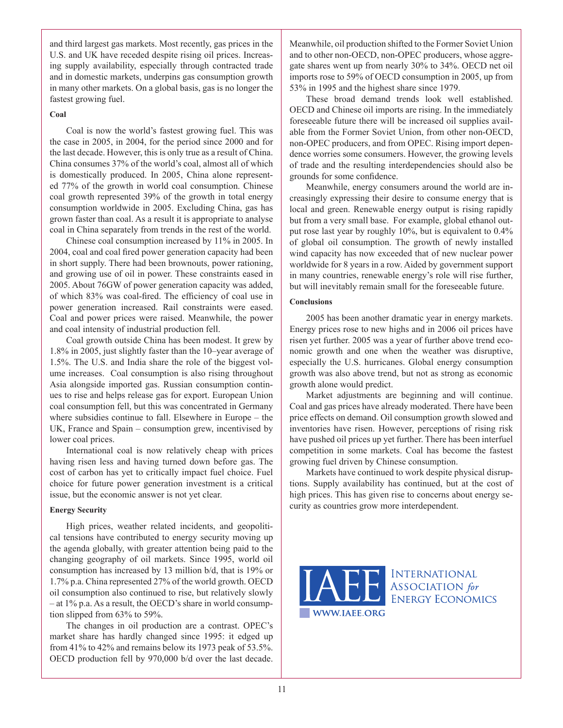and third largest gas markets. Most recently, gas prices in the U.S. and UK have receded despite rising oil prices. Increasing supply availability, especially through contracted trade and in domestic markets, underpins gas consumption growth in many other markets. On a global basis, gas is no longer the fastest growing fuel.

**Coal**

Coal is now the world's fastest growing fuel. This was the case in 2005, in 2004, for the period since 2000 and for the last decade. However, this is only true as a result of China. China consumes 37% of the world's coal, almost all of which is domestically produced. In 2005, China alone represented 77% of the growth in world coal consumption. Chinese coal growth represented 39% of the growth in total energy consumption worldwide in 2005. Excluding China, gas has grown faster than coal. As a result it is appropriate to analyse coal in China separately from trends in the rest of the world.

Chinese coal consumption increased by 11% in 2005. In 2004, coal and coal fired power generation capacity had been in short supply. There had been brownouts, power rationing, and growing use of oil in power. These constraints eased in 2005. About 76GW of power generation capacity was added, of which 83% was coal-fired. The efficiency of coal use in power generation increased. Rail constraints were eased. Coal and power prices were raised. Meanwhile, the power and coal intensity of industrial production fell.

Coal growth outside China has been modest. It grew by 1.8% in 2005, just slightly faster than the 10–year average of 1.5%. The U.S. and India share the role of the biggest volume increases. Coal consumption is also rising throughout Asia alongside imported gas. Russian consumption continues to rise and helps release gas for export. European Union coal consumption fell, but this was concentrated in Germany where subsidies continue to fall. Elsewhere in Europe – the UK, France and Spain – consumption grew, incentivised by lower coal prices.

International coal is now relatively cheap with prices having risen less and having turned down before gas. The cost of carbon has yet to critically impact fuel choice. Fuel choice for future power generation investment is a critical issue, but the economic answer is not yet clear.

**Energy Security**

High prices, weather related incidents, and geopolitical tensions have contributed to energy security moving up the agenda globally, with greater attention being paid to the changing geography of oil markets. Since 1995, world oil consumption has increased by 13 million b/d, that is 19% or 1.7% p.a. China represented 27% of the world growth. OECD oil consumption also continued to rise, but relatively slowly – at 1% p.a. As a result, the OECD's share in world consumption slipped from 63% to 59%.

The changes in oil production are a contrast. OPEC's market share has hardly changed since 1995: it edged up from 41% to 42% and remains below its 1973 peak of 53.5%. OECD production fell by 970,000 b/d over the last decade. Meanwhile, oil production shifted to the Former Soviet Union and to other non-OECD, non-OPEC producers, whose aggregate shares went up from nearly 30% to 34%. OECD net oil imports rose to 59% of OECD consumption in 2005, up from 53% in 1995 and the highest share since 1979.

These broad demand trends look well established. OECD and Chinese oil imports are rising. In the immediately foreseeable future there will be increased oil supplies available from the Former Soviet Union, from other non-OECD, non-OPEC producers, and from OPEC. Rising import dependence worries some consumers. However, the growing levels of trade and the resulting interdependencies should also be grounds for some confidence.

Meanwhile, energy consumers around the world are increasingly expressing their desire to consume energy that is local and green. Renewable energy output is rising rapidly but from a very small base. For example, global ethanol output rose last year by roughly 10%, but is equivalent to 0.4% of global oil consumption. The growth of newly installed wind capacity has now exceeded that of new nuclear power worldwide for 8 years in a row. Aided by government support in many countries, renewable energy's role will rise further, but will inevitably remain small for the foreseeable future.

**Conclusions**

2005 has been another dramatic year in energy markets. Energy prices rose to new highs and in 2006 oil prices have risen yet further. 2005 was a year of further above trend economic growth and one when the weather was disruptive, especially the U.S. hurricanes. Global energy consumption growth was also above trend, but not as strong as economic growth alone would predict.

Market adjustments are beginning and will continue. Coal and gas prices have already moderated. There have been price effects on demand. Oil consumption growth slowed and inventories have risen. However, perceptions of rising risk have pushed oil prices up yet further. There has been interfuel competition in some markets. Coal has become the fastest growing fuel driven by Chinese consumption.

Markets have continued to work despite physical disruptions. Supply availability has continued, but at the cost of high prices. This has given rise to concerns about energy security as countries grow more interdependent.

IAEE International Association *for* Energy Economics
www.iaee.org